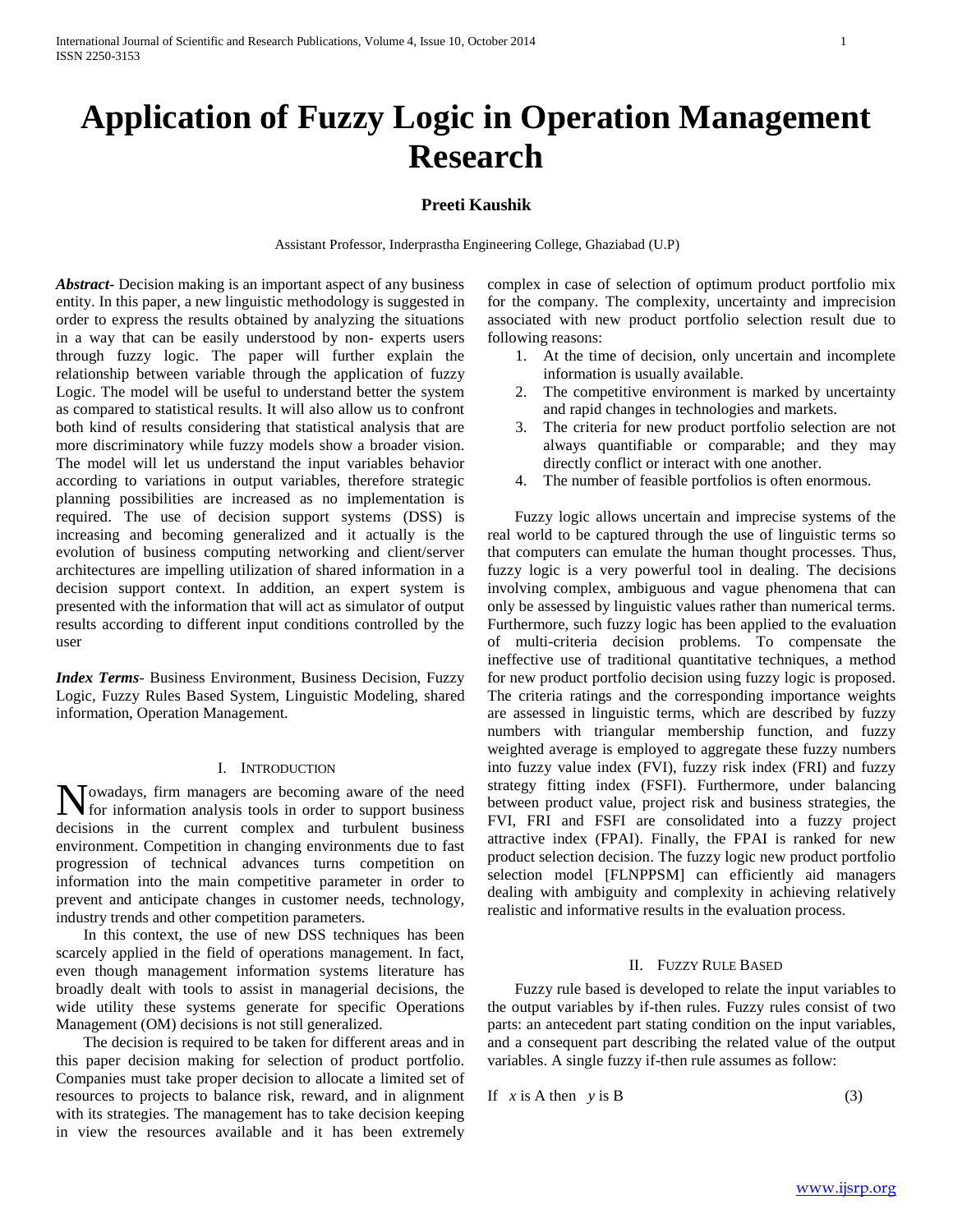# Application of Fuzzy Logic in Operation Management Research

**Preeti Kaushik**

Assistant Professor, Inderprastha Engineering College, Ghaziabad (U.P)

***Abstract***- Decision making is an important aspect of any business entity. In this paper, a new linguistic methodology is suggested in order to express the results obtained by analyzing the situations in a way that can be easily understood by non- experts users through fuzzy logic. The paper will further explain the relationship between variable through the application of fuzzy Logic. The model will be useful to understand better the system as compared to statistical results. It will also allow us to confront both kind of results considering that statistical analysis that are more discriminatory while fuzzy models show a broader vision. The model will let us understand the input variables behavior according to variations in output variables, therefore strategic planning possibilities are increased as no implementation is required. The use of decision support systems (DSS) is increasing and becoming generalized and it actually is the evolution of business computing networking and client/server architectures are impelling utilization of shared information in a decision support context. In addition, an expert system is presented with the information that will act as simulator of output results according to different input conditions controlled by the user

***Index Terms***- Business Environment, Business Decision, Fuzzy Logic, Fuzzy Rules Based System, Linguistic Modeling, shared information, Operation Management.

## I. Introduction

Nowadays, firm managers are becoming aware of the need for information analysis tools in order to support business decisions in the current complex and turbulent business environment. Competition in changing environments due to fast progression of technical advances turns competition on information into the main competitive parameter in order to prevent and anticipate changes in customer needs, technology, industry trends and other competition parameters.

In this context, the use of new DSS techniques has been scarcely applied in the field of operations management. In fact, even though management information systems literature has broadly dealt with tools to assist in managerial decisions, the wide utility these systems generate for specific Operations Management (OM) decisions is not still generalized.

The decision is required to be taken for different areas and in this paper decision making for selection of product portfolio. Companies must take proper decision to allocate a limited set of resources to projects to balance risk, reward, and in alignment with its strategies. The management has to take decision keeping in view the resources available and it has been extremely complex in case of selection of optimum product portfolio mix for the company. The complexity, uncertainty and imprecision associated with new product portfolio selection result due to following reasons:

1. At the time of decision, only uncertain and incomplete information is usually available.
2. The competitive environment is marked by uncertainty and rapid changes in technologies and markets.
3. The criteria for new product portfolio selection are not always quantifiable or comparable; and they may directly conflict or interact with one another.
4. The number of feasible portfolios is often enormous.

Fuzzy logic allows uncertain and imprecise systems of the real world to be captured through the use of linguistic terms so that computers can emulate the human thought processes. Thus, fuzzy logic is a very powerful tool in dealing. The decisions involving complex, ambiguous and vague phenomena that can only be assessed by linguistic values rather than numerical terms. Furthermore, such fuzzy logic has been applied to the evaluation of multi-criteria decision problems. To compensate the ineffective use of traditional quantitative techniques, a method for new product portfolio decision using fuzzy logic is proposed. The criteria ratings and the corresponding importance weights are assessed in linguistic terms, which are described by fuzzy numbers with triangular membership function, and fuzzy weighted average is employed to aggregate these fuzzy numbers into fuzzy value index (FVI), fuzzy risk index (FRI) and fuzzy strategy fitting index (FSFI). Furthermore, under balancing between product value, project risk and business strategies, the FVI, FRI and FSFI are consolidated into a fuzzy project attractive index (FPAI). Finally, the FPAI is ranked for new product selection decision. The fuzzy logic new product portfolio selection model [FLNPPSM] can efficiently aid managers dealing with ambiguity and complexity in achieving relatively realistic and informative results in the evaluation process.

## II. Fuzzy Rule Based

Fuzzy rule based is developed to relate the input variables to the output variables by if-then rules. Fuzzy rules consist of two parts: an antecedent part stating condition on the input variables, and a consequent part describing the related value of the output variables. A single fuzzy if-then rule assumes as follow:

$$\text{If } \ x \text{ is A then } \ y \text{ is B} \qquad (3)$$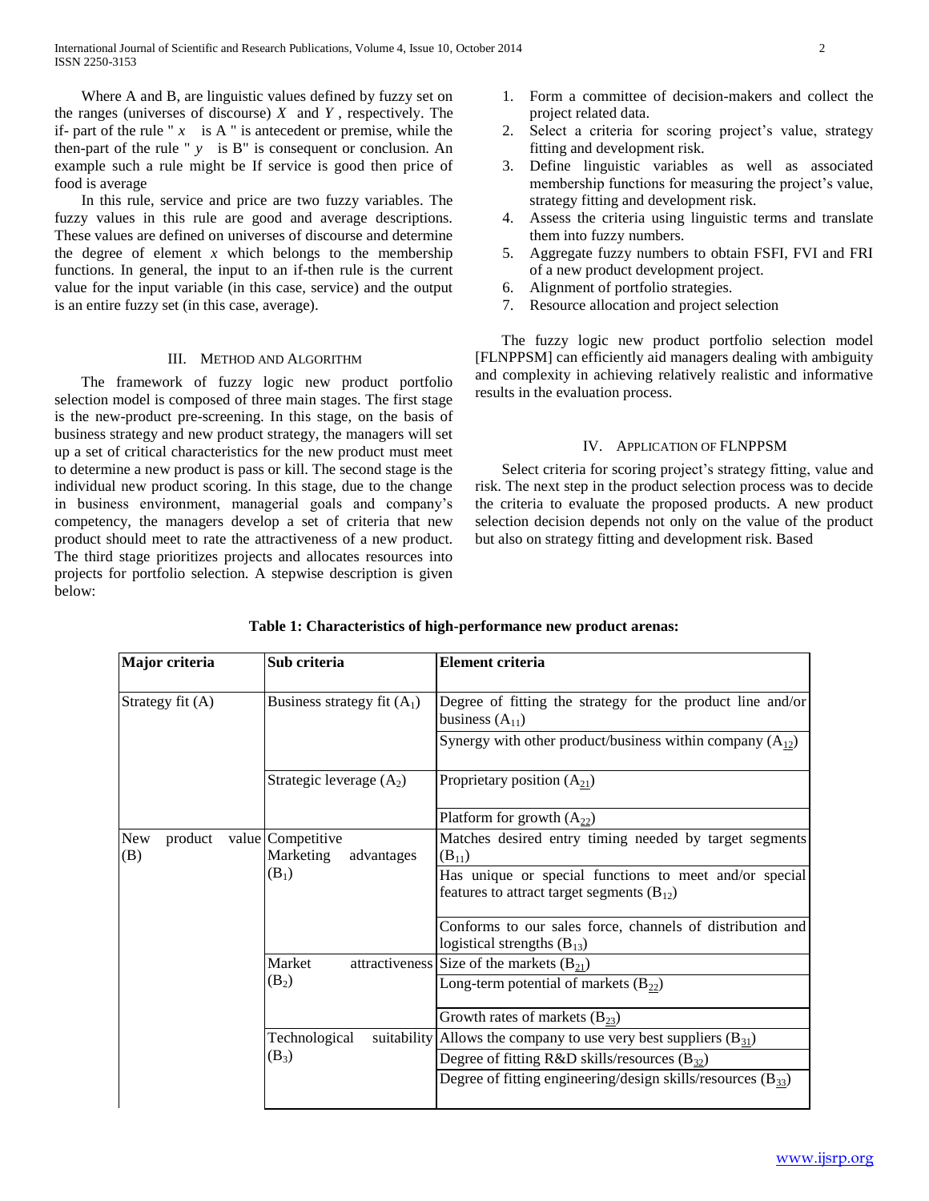Where A and B, are linguistic values defined by fuzzy set on the ranges (universes of discourse) $X$ and $Y$, respectively. The if- part of the rule " $x$ is A " is antecedent or premise, while the then-part of the rule " $y$ is B" is consequent or conclusion. An example such a rule might be If service is good then price of food is average

In this rule, service and price are two fuzzy variables. The fuzzy values in this rule are good and average descriptions. These values are defined on universes of discourse and determine the degree of element $x$ which belongs to the membership functions. In general, the input to an if-then rule is the current value for the input variable (in this case, service) and the output is an entire fuzzy set (in this case, average).

## III. Method and Algorithm

The framework of fuzzy logic new product portfolio selection model is composed of three main stages. The first stage is the new-product pre-screening. In this stage, on the basis of business strategy and new product strategy, the managers will set up a set of critical characteristics for the new product must meet to determine a new product is pass or kill. The second stage is the individual new product scoring. In this stage, due to the change in business environment, managerial goals and company's competency, the managers develop a set of criteria that new product should meet to rate the attractiveness of a new product. The third stage prioritizes projects and allocates resources into projects for portfolio selection. A stepwise description is given below:

1. Form a committee of decision-makers and collect the project related data.
2. Select a criteria for scoring project's value, strategy fitting and development risk.
3. Define linguistic variables as well as associated membership functions for measuring the project's value, strategy fitting and development risk.
4. Assess the criteria using linguistic terms and translate them into fuzzy numbers.
5. Aggregate fuzzy numbers to obtain FSFI, FVI and FRI of a new product development project.
6. Alignment of portfolio strategies.
7. Resource allocation and project selection

The fuzzy logic new product portfolio selection model [FLNPPSM] can efficiently aid managers dealing with ambiguity and complexity in achieving relatively realistic and informative results in the evaluation process.

## IV. Application of FLNPPSM

Select criteria for scoring project's strategy fitting, value and risk. The next step in the product selection process was to decide the criteria to evaluate the proposed products. A new product selection decision depends not only on the value of the product but also on strategy fitting and development risk. Based

**Table 1: Characteristics of high-performance new product arenas:**

| Major criteria | Sub criteria | Element criteria |
|---|---|---|
| Strategy fit (A) | Business strategy fit ($A_1$) | Degree of fitting the strategy for the product line and/or business ($A_{11}$) |
| | | Synergy with other product/business within company ($A_{12}$) |
| | Strategic leverage ($A_2$) | Proprietary position ($A_{21}$) |
| | | Platform for growth ($A_{22}$) |
| New product value (B) | Competitive Marketing advantages ($B_1$) | Matches desired entry timing needed by target segments ($B_{11}$) |
| | | Has unique or special functions to meet and/or special features to attract target segments ($B_{12}$) |
| | | Conforms to our sales force, channels of distribution and logistical strengths ($B_{13}$) |
| | Market attractiveness ($B_2$) | Size of the markets ($B_{21}$) |
| | | Long-term potential of markets ($B_{22}$) |
| | | Growth rates of markets ($B_{23}$) |
| | Technological suitability ($B_3$) | Allows the company to use very best suppliers ($B_{31}$) |
| | | Degree of fitting R&D skills/resources ($B_{32}$) |
| | | Degree of fitting engineering/design skills/resources ($B_{33}$) |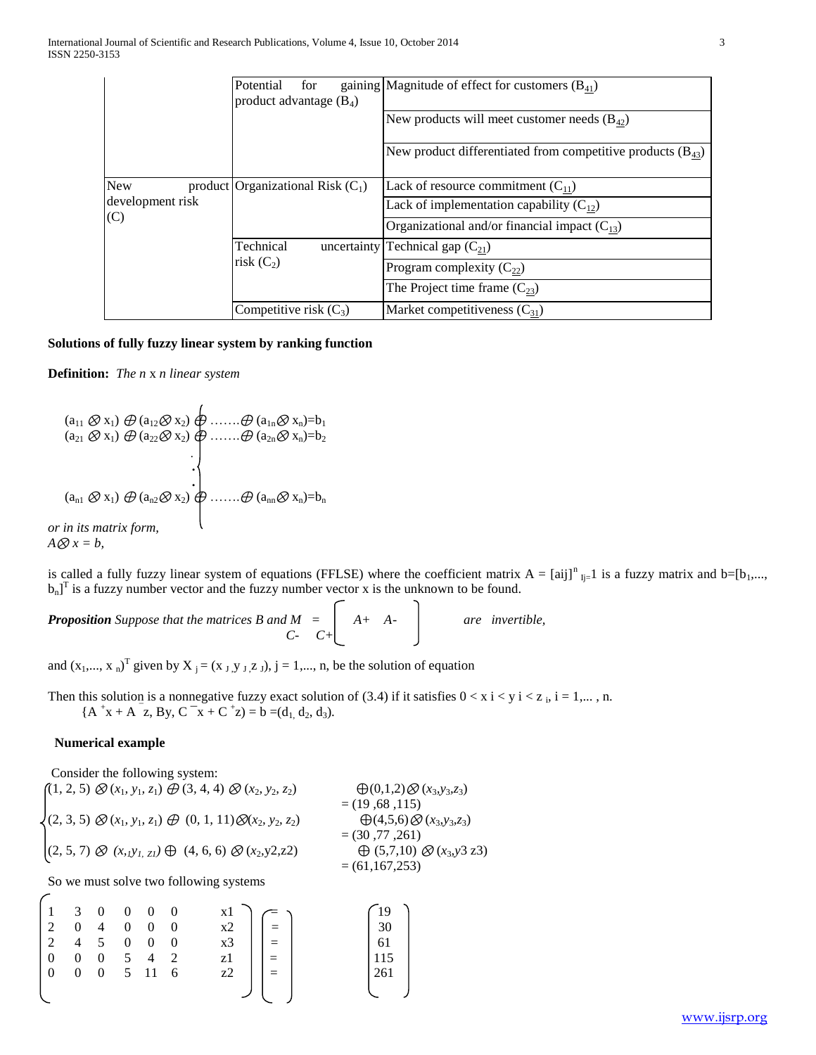| | | |
|---|---|---|
| | Potential for gaining product advantage ($B_4$) | Magnitude of effect for customers ($B_{41}$) |
| | | New products will meet customer needs ($B_{42}$) |
| | | New product differentiated from competitive products ($B_{43}$) |
| New product development risk (C) | Organizational Risk ($C_1$) | Lack of resource commitment ($C_{11}$) |
| | | Lack of implementation capability ($C_{12}$) |
| | | Organizational and/or financial impact ($C_{13}$) |
| | Technical uncertainty risk ($C_2$) | Technical gap ($C_{21}$) |
| | | Program complexity ($C_{22}$) |
| | | The Project time frame ($C_{23}$) |
| | Competitive risk ($C_3$) | Market competitiveness ($C_{31}$) |

**Solutions of fully fuzzy linear system by ranking function**

**Definition:** *The n* x *n linear system*

$$\begin{cases} (a_{11} \otimes x_1) \oplus (a_{12} \otimes x_2) \oplus \ldots\ldots \oplus (a_{1n} \otimes x_n) = b_1 \\ (a_{21} \otimes x_1) \oplus (a_{22} \otimes x_2) \oplus \ldots\ldots \oplus (a_{2n} \otimes x_n) = b_2 \\ \vdots \\ (a_{n1} \otimes x_1) \oplus (a_{n2} \otimes x_2) \oplus \ldots\ldots \oplus (a_{nn} \otimes x_n) = b_n \end{cases}$$

*or in its matrix form,*
$A \otimes x = b$,

is called a fully fuzzy linear system of equations (FFLSE) where the coefficient matrix $A = [aij]^n{}_{Ij=}1$ is a fuzzy matrix and $b = [b_1, \ldots, b_n]^T$ is a fuzzy number vector and the fuzzy number vector x is the unknown to be found.

***Proposition*** *Suppose that the matrices B and* $M = \begin{bmatrix} A+ & A- \\ C- & C+ \end{bmatrix}$ *are invertible,*

and $(x_1, \ldots, x_n)^T$ given by $X_j = (x_J, y_J, z_J)$, $j = 1, \ldots, n$, be the solution of equation

Then this solution is a nonnegative fuzzy exact solution of (3.4) if it satisfies $0 < x_i < y_i < z_i$, $i = 1, \ldots, n$.

$$\{A^+x + A^-z,\ By,\ C^-x + C^+z\} = b = (d_1, d_2, d_3).$$

**Numerical example**

Consider the following system:

$$\begin{cases} (1, 2, 5) \otimes (x_1, y_1, z_1) \oplus (3, 4, 4) \otimes (x_2, y_2, z_2) \oplus (0,1,2) \otimes (x_3, y_3, z_3) = (19, 68, 115) \\ (2, 3, 5) \otimes (x_1, y_1, z_1) \oplus (0, 1, 11) \otimes (x_2, y_2, z_2) \oplus (4,5,6) \otimes (x_3, y_3, z_3) = (30, 77, 261) \\ (2, 5, 7) \otimes (x_1 y_1, z_1) \oplus (4, 6, 6) \otimes (x_2, y2, z2) \oplus (5,7,10) \otimes (x_3, y3\ z3) = (61, 167, 253) \end{cases}$$

So we must solve two following systems

$$\begin{pmatrix} 1 & 3 & 0 & 0 & 0 & 0 \\ 2 & 0 & 4 & 0 & 0 & 0 \\ 2 & 4 & 5 & 0 & 0 & 0 \\ 0 & 0 & 0 & 5 & 4 & 2 \\ 0 & 0 & 0 & 5 & 11 & 6 \end{pmatrix} \begin{pmatrix} x1 \\ x2 \\ x3 \\ z1 \\ z2 \end{pmatrix} \begin{pmatrix} = \\ = \\ = \\ = \\ = \end{pmatrix} \begin{pmatrix} 19 \\ 30 \\ 61 \\ 115 \\ 261 \end{pmatrix}$$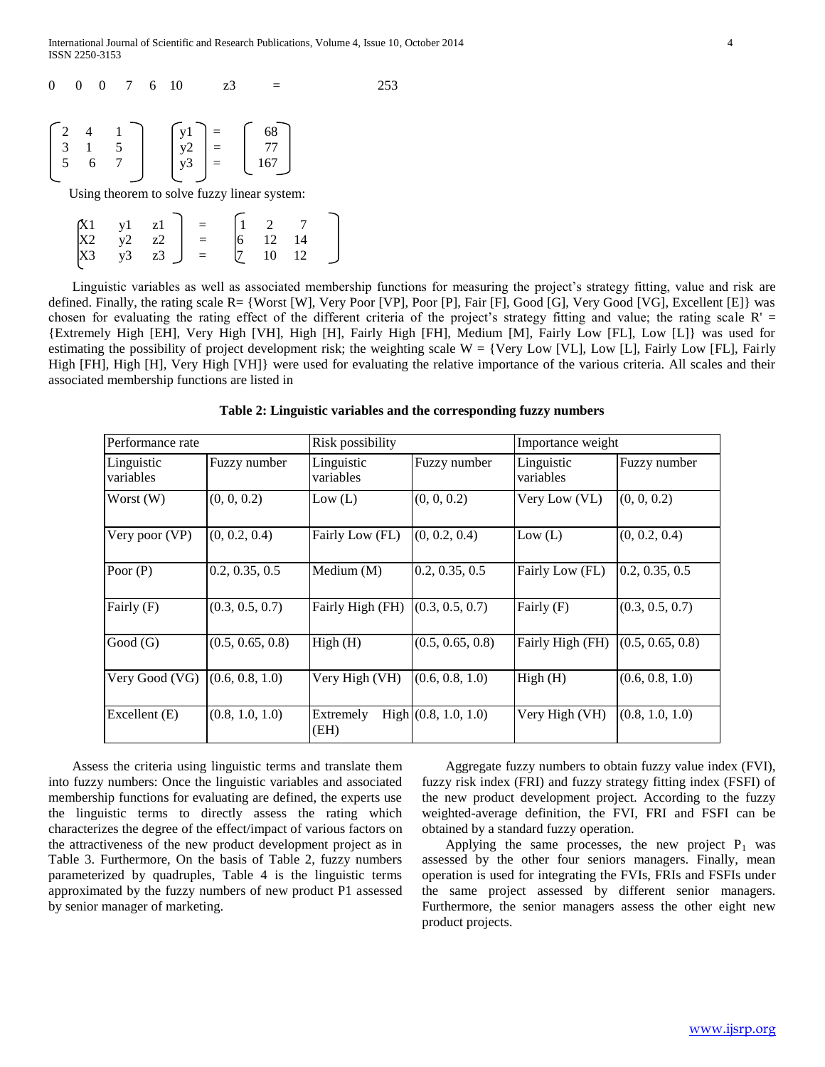0 0 0 7 6 10 z3 = 253

$$\begin{bmatrix} 2 & 4 & 1 \\ 3 & 1 & 5 \\ 5 & 6 & 7 \end{bmatrix} \begin{bmatrix} y1 \\ y2 \\ y3 \end{bmatrix} = \begin{bmatrix} 68 \\ 77 \\ 167 \end{bmatrix}$$

Using theorem to solve fuzzy linear system:

$$\begin{bmatrix} X1 & y1 & z1 \\ X2 & y2 & z2 \\ X3 & y3 & z3 \end{bmatrix} = \begin{bmatrix} 1 & 2 & 7 \\ 6 & 12 & 14 \\ 7 & 10 & 12 \end{bmatrix}$$

Linguistic variables as well as associated membership functions for measuring the project's strategy fitting, value and risk are defined. Finally, the rating scale R= {Worst [W], Very Poor [VP], Poor [P], Fair [F], Good [G], Very Good [VG], Excellent [E]} was chosen for evaluating the rating effect of the different criteria of the project's strategy fitting and value; the rating scale R' = {Extremely High [EH], Very High [VH], High [H], Fairly High [FH], Medium [M], Fairly Low [FL], Low [L]} was used for estimating the possibility of project development risk; the weighting scale W = {Very Low [VL], Low [L], Fairly Low [FL], Fairly High [FH], High [H], Very High [VH]} were used for evaluating the relative importance of the various criteria. All scales and their associated membership functions are listed in

**Table 2: Linguistic variables and the corresponding fuzzy numbers**

| Performance rate | | Risk possibility | | Importance weight | |
|---|---|---|---|---|---|
| Linguistic variables | Fuzzy number | Linguistic variables | Fuzzy number | Linguistic variables | Fuzzy number |
| Worst (W) | (0, 0, 0.2) | Low (L) | (0, 0, 0.2) | Very Low (VL) | (0, 0, 0.2) |
| Very poor (VP) | (0, 0.2, 0.4) | Fairly Low (FL) | (0, 0.2, 0.4) | Low (L) | (0, 0.2, 0.4) |
| Poor (P) | 0.2, 0.35, 0.5 | Medium (M) | 0.2, 0.35, 0.5 | Fairly Low (FL) | 0.2, 0.35, 0.5 |
| Fairly (F) | (0.3, 0.5, 0.7) | Fairly High (FH) | (0.3, 0.5, 0.7) | Fairly (F) | (0.3, 0.5, 0.7) |
| Good (G) | (0.5, 0.65, 0.8) | High (H) | (0.5, 0.65, 0.8) | Fairly High (FH) | (0.5, 0.65, 0.8) |
| Very Good (VG) | (0.6, 0.8, 1.0) | Very High (VH) | (0.6, 0.8, 1.0) | High (H) | (0.6, 0.8, 1.0) |
| Excellent (E) | (0.8, 1.0, 1.0) | Extremely High (EH) | (0.8, 1.0, 1.0) | Very High (VH) | (0.8, 1.0, 1.0) |

Assess the criteria using linguistic terms and translate them into fuzzy numbers: Once the linguistic variables and associated membership functions for evaluating are defined, the experts use the linguistic terms to directly assess the rating which characterizes the degree of the effect/impact of various factors on the attractiveness of the new product development project as in Table 3. Furthermore, On the basis of Table 2, fuzzy numbers parameterized by quadruples, Table 4 is the linguistic terms approximated by the fuzzy numbers of new product P1 assessed by senior manager of marketing.

Aggregate fuzzy numbers to obtain fuzzy value index (FVI), fuzzy risk index (FRI) and fuzzy strategy fitting index (FSFI) of the new product development project. According to the fuzzy weighted-average definition, the FVI, FRI and FSFI can be obtained by a standard fuzzy operation.

Applying the same processes, the new project $P_1$ was assessed by the other four seniors managers. Finally, mean operation is used for integrating the FVIs, FRIs and FSFIs under the same project assessed by different senior managers. Furthermore, the senior managers assess the other eight new product projects.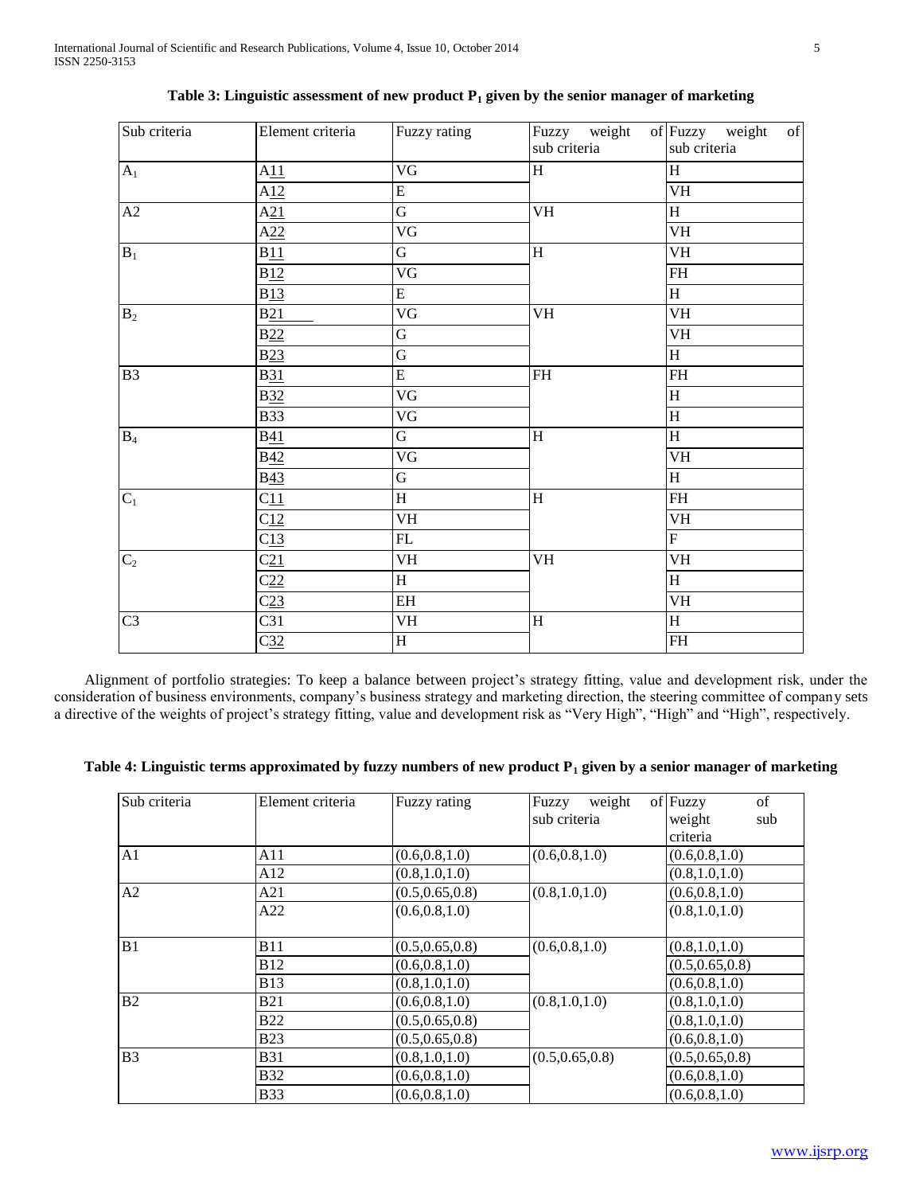**Table 3: Linguistic assessment of new product $P_1$ given by the senior manager of marketing**

| Sub criteria | Element criteria | Fuzzy rating | Fuzzy weight of sub criteria | Fuzzy weight of sub criteria |
|---|---|---|---|---|
| $A_1$ | A11 | VG | H | H |
| | A12 | E | | VH |
| A2 | A21 | G | VH | H |
| | A22 | VG | | VH |
| $B_1$ | B11 | G | H | VH |
| | B12 | VG | | FH |
| | B13 | E | | H |
| $B_2$ | B21 | VG | VH | VH |
| | B22 | G | | VH |
| | B23 | G | | H |
| B3 | B31 | E | FH | FH |
| | B32 | VG | | H |
| | B33 | VG | | H |
| $B_4$ | B41 | G | H | H |
| | B42 | VG | | VH |
| | B43 | G | | H |
| $C_1$ | C11 | H | H | FH |
| | C12 | VH | | VH |
| | C13 | FL | | F |
| $C_2$ | C21 | VH | VH | VH |
| | C22 | H | | H |
| | C23 | EH | | VH |
| C3 | C31 | VH | H | H |
| | C32 | H | | FH |

Alignment of portfolio strategies: To keep a balance between project's strategy fitting, value and development risk, under the consideration of business environments, company's business strategy and marketing direction, the steering committee of company sets a directive of the weights of project's strategy fitting, value and development risk as "Very High", "High" and "High", respectively.

**Table 4: Linguistic terms approximated by fuzzy numbers of new product $P_1$ given by a senior manager of marketing**

| Sub criteria | Element criteria | Fuzzy rating | Fuzzy weight of sub criteria | Fuzzy weight sub criteria |
|---|---|---|---|---|
| A1 | A11 | (0.6,0.8,1.0) | (0.6,0.8,1.0) | (0.6,0.8,1.0) |
| | A12 | (0.8,1.0,1.0) | | (0.8,1.0,1.0) |
| A2 | A21 | (0.5,0.65,0.8) | (0.8,1.0,1.0) | (0.6,0.8,1.0) |
| | A22 | (0.6,0.8,1.0) | | (0.8,1.0,1.0) |
| B1 | B11 | (0.5,0.65,0.8) | (0.6,0.8,1.0) | (0.8,1.0,1.0) |
| | B12 | (0.6,0.8,1.0) | | (0.5,0.65,0.8) |
| | B13 | (0.8,1.0,1.0) | | (0.6,0.8,1.0) |
| B2 | B21 | (0.6,0.8,1.0) | (0.8,1.0,1.0) | (0.8,1.0,1.0) |
| | B22 | (0.5,0.65,0.8) | | (0.8,1.0,1.0) |
| | B23 | (0.5,0.65,0.8) | | (0.6,0.8,1.0) |
| B3 | B31 | (0.8,1.0,1.0) | (0.5,0.65,0.8) | (0.5,0.65,0.8) |
| | B32 | (0.6,0.8,1.0) | | (0.6,0.8,1.0) |
| | B33 | (0.6,0.8,1.0) | | (0.6,0.8,1.0) |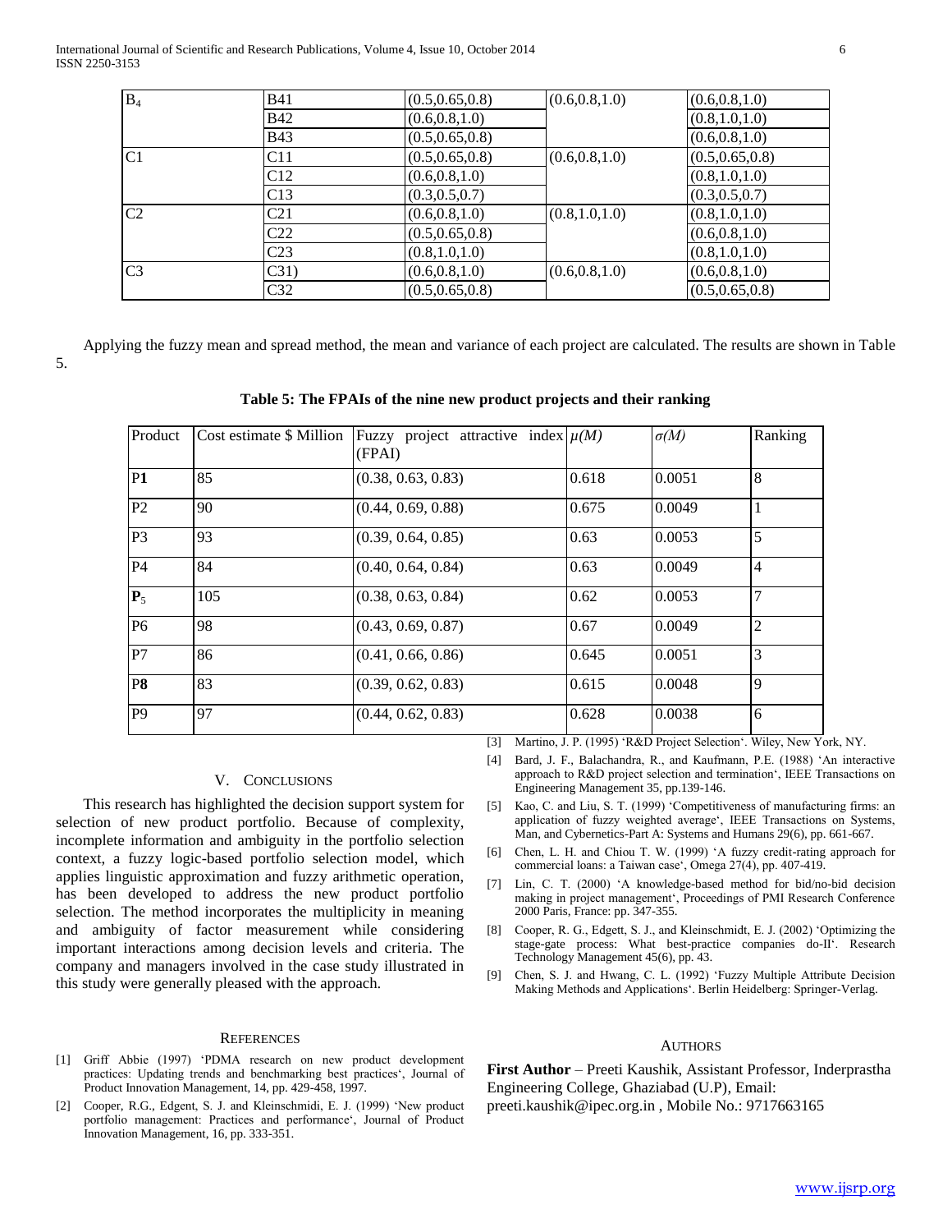| | | | | |
|---|---|---|---|---|
| $B_4$ | B41 | (0.5,0.65,0.8) | (0.6,0.8,1.0) | (0.6,0.8,1.0) |
| | B42 | (0.6,0.8,1.0) | | (0.8,1.0,1.0) |
| | B43 | (0.5,0.65,0.8) | | (0.6,0.8,1.0) |
| C1 | C11 | (0.5,0.65,0.8) | (0.6,0.8,1.0) | (0.5,0.65,0.8) |
| | C12 | (0.6,0.8,1.0) | | (0.8,1.0,1.0) |
| | C13 | (0.3,0.5,0.7) | | (0.3,0.5,0.7) |
| C2 | C21 | (0.6,0.8,1.0) | (0.8,1.0,1.0) | (0.8,1.0,1.0) |
| | C22 | (0.5,0.65,0.8) | | (0.6,0.8,1.0) |
| | C23 | (0.8,1.0,1.0) | | (0.8,1.0,1.0) |
| C3 | C31) | (0.6,0.8,1.0) | (0.6,0.8,1.0) | (0.6,0.8,1.0) |
| | C32 | (0.5,0.65,0.8) | | (0.5,0.65,0.8) |

Applying the fuzzy mean and spread method, the mean and variance of each project are calculated. The results are shown in Table 5.

**Table 5: The FPAIs of the nine new product projects and their ranking**

| Product | Cost estimate \$ Million | Fuzzy project attractive index (FPAI) | $\mu(M)$ | $\sigma(M)$ | Ranking |
|---|---|---|---|---|---|
| P**1** | 85 | (0.38, 0.63, 0.83) | 0.618 | 0.0051 | 8 |
| P2 | 90 | (0.44, 0.69, 0.88) | 0.675 | 0.0049 | 1 |
| P3 | 93 | (0.39, 0.64, 0.85) | 0.63 | 0.0053 | 5 |
| P4 | 84 | (0.40, 0.64, 0.84) | 0.63 | 0.0049 | 4 |
| $\mathbf{P}_5$ | 105 | (0.38, 0.63, 0.84) | 0.62 | 0.0053 | 7 |
| P6 | 98 | (0.43, 0.69, 0.87) | 0.67 | 0.0049 | 2 |
| P7 | 86 | (0.41, 0.66, 0.86) | 0.645 | 0.0051 | 3 |
| P**8** | 83 | (0.39, 0.62, 0.83) | 0.615 | 0.0048 | 9 |
| P9 | 97 | (0.44, 0.62, 0.83) | 0.628 | 0.0038 | 6 |

## V. Conclusions

This research has highlighted the decision support system for selection of new product portfolio. Because of complexity, incomplete information and ambiguity in the portfolio selection context, a fuzzy logic-based portfolio selection model, which applies linguistic approximation and fuzzy arithmetic operation, has been developed to address the new product portfolio selection. The method incorporates the multiplicity in meaning and ambiguity of factor measurement while considering important interactions among decision levels and criteria. The company and managers involved in the case study illustrated in this study were generally pleased with the approach.

## References

[1] Griff Abbie (1997) 'PDMA research on new product development practices: Updating trends and benchmarking best practices', Journal of Product Innovation Management, 14, pp. 429-458, 1997.

[2] Cooper, R.G., Edgent, S. J. and Kleinschmidi, E. J. (1999) 'New product portfolio management: Practices and performance', Journal of Product Innovation Management, 16, pp. 333-351.

[3] Martino, J. P. (1995) 'R&D Project Selection'. Wiley, New York, NY.

[4] Bard, J. F., Balachandra, R., and Kaufmann, P.E. (1988) 'An interactive approach to R&D project selection and termination', IEEE Transactions on Engineering Management 35, pp.139-146.

[5] Kao, C. and Liu, S. T. (1999) 'Competitiveness of manufacturing firms: an application of fuzzy weighted average', IEEE Transactions on Systems, Man, and Cybernetics-Part A: Systems and Humans 29(6), pp. 661-667.

[6] Chen, L. H. and Chiou T. W. (1999) 'A fuzzy credit-rating approach for commercial loans: a Taiwan case', Omega 27(4), pp. 407-419.

[7] Lin, C. T. (2000) 'A knowledge-based method for bid/no-bid decision making in project management', Proceedings of PMI Research Conference 2000 Paris, France: pp. 347-355.

[8] Cooper, R. G., Edgett, S. J., and Kleinschmidt, E. J. (2002) 'Optimizing the stage-gate process: What best-practice companies do-II'. Research Technology Management 45(6), pp. 43.

[9] Chen, S. J. and Hwang, C. L. (1992) 'Fuzzy Multiple Attribute Decision Making Methods and Applications'. Berlin Heidelberg: Springer-Verlag.

## Authors

**First Author** – Preeti Kaushik, Assistant Professor, Inderprastha Engineering College, Ghaziabad (U.P), Email: preeti.kaushik@ipec.org.in , Mobile No.: 9717663165